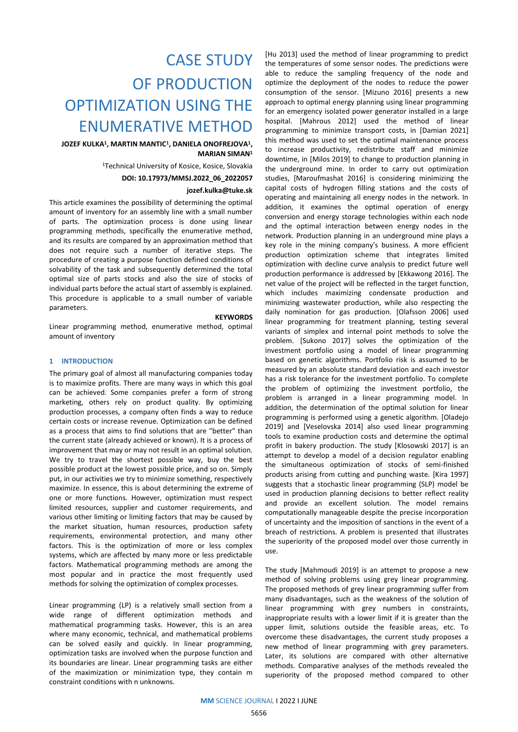# CASE STUDY OF PRODUCTION OPTIMIZATION USING THE ENUMERATIVE METHOD

**JOZEF KULKA[1], MARTIN MANTIC[1], DANIELA ONOFREJOVA[1], MARIAN SIMAN[1]**

[1]Technical University of Kosice, Kosice, Slovakia

**DOI: 10.17973/MMSJ.2022_06_2022057**

**jozef.kulka@tuke.sk**

This article examines the possibility of determining the optimal amount of inventory for an assembly line with a small number of parts. The optimization process is done using linear programming methods, specifically the enumerative method, and its results are compared by an approximation method that does not require such a number of iterative steps. The procedure of creating a purpose function defined conditions of solvability of the task and subsequently determined the total optimal size of parts stocks and also the size of stocks of individual parts before the actual start of assembly is explained. This procedure is applicable to a small number of variable parameters.

**KEYWORDS**

Linear programming method, enumerative method, optimal amount of inventory

## 1 INTRODUCTION

The primary goal of almost all manufacturing companies today is to maximize profits. There are many ways in which this goal can be achieved. Some companies prefer a form of strong marketing, others rely on product quality. By optimizing production processes, a company often finds a way to reduce certain costs or increase revenue. Optimization can be defined as a process that aims to find solutions that are "better" than the current state (already achieved or known). It is a process of improvement that may or may not result in an optimal solution. We try to travel the shortest possible way, buy the best possible product at the lowest possible price, and so on. Simply put, in our activities we try to minimize something, respectively maximize. In essence, this is about determining the extreme of one or more functions. However, optimization must respect limited resources, supplier and customer requirements, and various other limiting or limiting factors that may be caused by the market situation, human resources, production safety requirements, environmental protection, and many other factors. This is the optimization of more or less complex systems, which are affected by many more or less predictable factors. Mathematical programming methods are among the most popular and in practice the most frequently used methods for solving the optimization of complex processes.

Linear programming (LP) is a relatively small section from a wide range of different optimization methods and mathematical programming tasks. However, this is an area where many economic, technical, and mathematical problems can be solved easily and quickly. In linear programming, optimization tasks are involved when the purpose function and its boundaries are linear. Linear programming tasks are either of the maximization or minimization type, they contain m constraint conditions with n unknowns.

[Hu 2013] used the method of linear programming to predict the temperatures of some sensor nodes. The predictions were able to reduce the sampling frequency of the node and optimize the deployment of the nodes to reduce the power consumption of the sensor. [Mizuno 2016] presents a new approach to optimal energy planning using linear programming for an emergency isolated power generator installed in a large hospital. [Mahrous 2012] used the method of linear programming to minimize transport costs, in [Damian 2021] this method was used to set the optimal maintenance process to increase productivity, redistribute staff and minimize downtime, in [Milos 2019] to change to production planning in the underground mine. In order to carry out optimization studies, [Maroufmashat 2016] is considering minimizing the capital costs of hydrogen filling stations and the costs of operating and maintaining all energy nodes in the network. In addition, it examines the optimal operation of energy conversion and energy storage technologies within each node and the optimal interaction between energy nodes in the network. Production planning in an underground mine plays a key role in the mining company's business. A more efficient production optimization scheme that integrates limited optimization with decline curve analysis to predict future well production performance is addressed by [Ekkawong 2016]. The net value of the project will be reflected in the target function, which includes maximizing condensate production and minimizing wastewater production, while also respecting the daily nomination for gas production. [Olafsson 2006] used linear programming for treatment planning, testing several variants of simplex and internal point methods to solve the problem. [Sukono 2017] solves the optimization of the investment portfolio using a model of linear programming based on genetic algorithms. Portfolio risk is assumed to be measured by an absolute standard deviation and each investor has a risk tolerance for the investment portfolio. To complete the problem of optimizing the investment portfolio, the problem is arranged in a linear programming model. In addition, the determination of the optimal solution for linear programming is performed using a genetic algorithm. [Oladejo 2019] and [Veselovska 2014] also used linear programming tools to examine production costs and determine the optimal profit in bakery production. The study [Klosowski 2017] is an attempt to develop a model of a decision regulator enabling the simultaneous optimization of stocks of semi-finished products arising from cutting and punching waste. [Kira 1997] suggests that a stochastic linear programming (SLP) model be used in production planning decisions to better reflect reality and provide an excellent solution. The model remains computationally manageable despite the precise incorporation of uncertainty and the imposition of sanctions in the event of a breach of restrictions. A problem is presented that illustrates the superiority of the proposed model over those currently in use.

The study [Mahmoudi 2019] is an attempt to propose a new method of solving problems using grey linear programming. The proposed methods of grey linear programming suffer from many disadvantages, such as the weakness of the solution of linear programming with grey numbers in constraints, inappropriate results with a lower limit if it is greater than the upper limit, solutions outside the feasible areas, etc. To overcome these disadvantages, the current study proposes a new method of linear programming with grey parameters. Later, its solutions are compared with other alternative methods. Comparative analyses of the methods revealed the superiority of the proposed method compared to other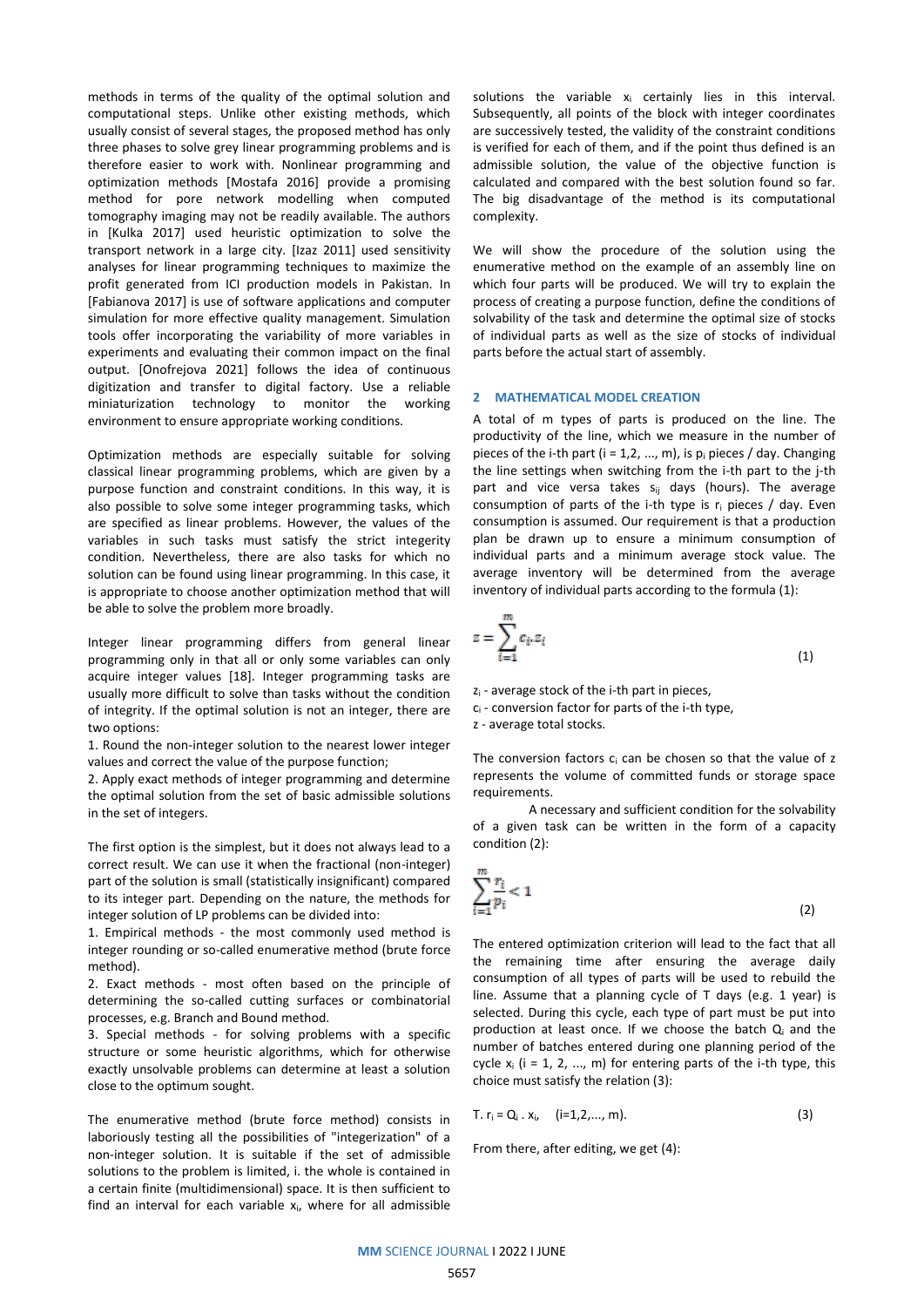methods in terms of the quality of the optimal solution and computational steps. Unlike other existing methods, which usually consist of several stages, the proposed method has only three phases to solve grey linear programming problems and is therefore easier to work with. Nonlinear programming and optimization methods [Mostafa 2016] provide a promising method for pore network modelling when computed tomography imaging may not be readily available. The authors in [Kulka 2017] used heuristic optimization to solve the transport network in a large city. [Izaz 2011] used sensitivity analyses for linear programming techniques to maximize the profit generated from ICI production models in Pakistan. In [Fabianova 2017] is use of software applications and computer simulation for more effective quality management. Simulation tools offer incorporating the variability of more variables in experiments and evaluating their common impact on the final output. [Onofrejova 2021] follows the idea of continuous digitization and transfer to digital factory. Use a reliable miniaturization technology to monitor the working environment to ensure appropriate working conditions.

Optimization methods are especially suitable for solving classical linear programming problems, which are given by a purpose function and constraint conditions. In this way, it is also possible to solve some integer programming tasks, which are specified as linear problems. However, the values of the variables in such tasks must satisfy the strict integrity condition. Nevertheless, there are also tasks for which no solution can be found using linear programming. In this case, it is appropriate to choose another optimization method that will be able to solve the problem more broadly.

Integer linear programming differs from general linear programming only in that all or only some variables can only acquire integer values [18]. Integer programming tasks are usually more difficult to solve than tasks without the condition of integrity. If the optimal solution is not an integer, there are two options:

1. Round the non-integer solution to the nearest lower integer values and correct the value of the purpose function;
2. Apply exact methods of integer programming and determine the optimal solution from the set of basic admissible solutions in the set of integers.

The first option is the simplest, but it does not always lead to a correct result. We can use it when the fractional (non-integer) part of the solution is small (statistically insignificant) compared to its integer part. Depending on the nature, the methods for integer solution of LP problems can be divided into:

1. Empirical methods - the most commonly used method is integer rounding or so-called enumerative method (brute force method).
2. Exact methods - most often based on the principle of determining the so-called cutting surfaces or combinatorial processes, e.g. Branch and Bound method.
3. Special methods - for solving problems with a specific structure or some heuristic algorithms, which for otherwise exactly unsolvable problems can determine at least a solution close to the optimum sought.

The enumerative method (brute force method) consists in laboriously testing all the possibilities of "integerization" of a non-integer solution. It is suitable if the set of admissible solutions to the problem is limited, i. the whole is contained in a certain finite (multidimensional) space. It is then sufficient to find an interval for each variable $x_i$, where for all admissible solutions the variable $x_i$ certainly lies in this interval. Subsequently, all points of the block with integer coordinates are successively tested, the validity of the constraint conditions is verified for each of them, and if the point thus defined is an admissible solution, the value of the objective function is calculated and compared with the best solution found so far. The big disadvantage of the method is its computational complexity.

We will show the procedure of the solution using the enumerative method on the example of an assembly line on which four parts will be produced. We will try to explain the process of creating a purpose function, define the conditions of solvability of the task and determine the optimal size of stocks of individual parts as well as the size of stocks of individual parts before the actual start of assembly.

## 2 MATHEMATICAL MODEL CREATION

A total of m types of parts is produced on the line. The productivity of the line, which we measure in the number of pieces of the i-th part (i = 1,2, ..., m), is $p_i$ pieces / day. Changing the line settings when switching from the i-th part to the j-th part and vice versa takes $s_{ij}$ days (hours). The average consumption of parts of the i-th type is $r_i$ pieces / day. Even consumption is assumed. Our requirement is that a production plan be drawn up to ensure a minimum consumption of individual parts and a minimum average stock value. The average inventory will be determined from the average inventory of individual parts according to the formula (1):

$$z = \sum_{i=1}^{m} c_i . z_i \tag{1}$$

$z_i$ - average stock of the i-th part in pieces,
$c_i$ - conversion factor for parts of the i-th type,
$z$ - average total stocks.

The conversion factors $c_i$ can be chosen so that the value of z represents the volume of committed funds or storage space requirements.

A necessary and sufficient condition for the solvability of a given task can be written in the form of a capacity condition (2):

$$\sum_{i=1}^{m} \frac{r_i}{p_i} < 1 \tag{2}$$

The entered optimization criterion will lead to the fact that all the remaining time after ensuring the average daily consumption of all types of parts will be used to rebuild the line. Assume that a planning cycle of T days (e.g. 1 year) is selected. During this cycle, each type of part must be put into production at least once. If we choose the batch $Q_i$ and the number of batches entered during one planning period of the cycle $x_i$ (i = 1, 2, ..., m) for entering parts of the i-th type, this choice must satisfy the relation (3):

$$T.\ r_i = Q_i\ .\ x_i, \quad (i=1,2,..., m). \tag{3}$$

From there, after editing, we get (4):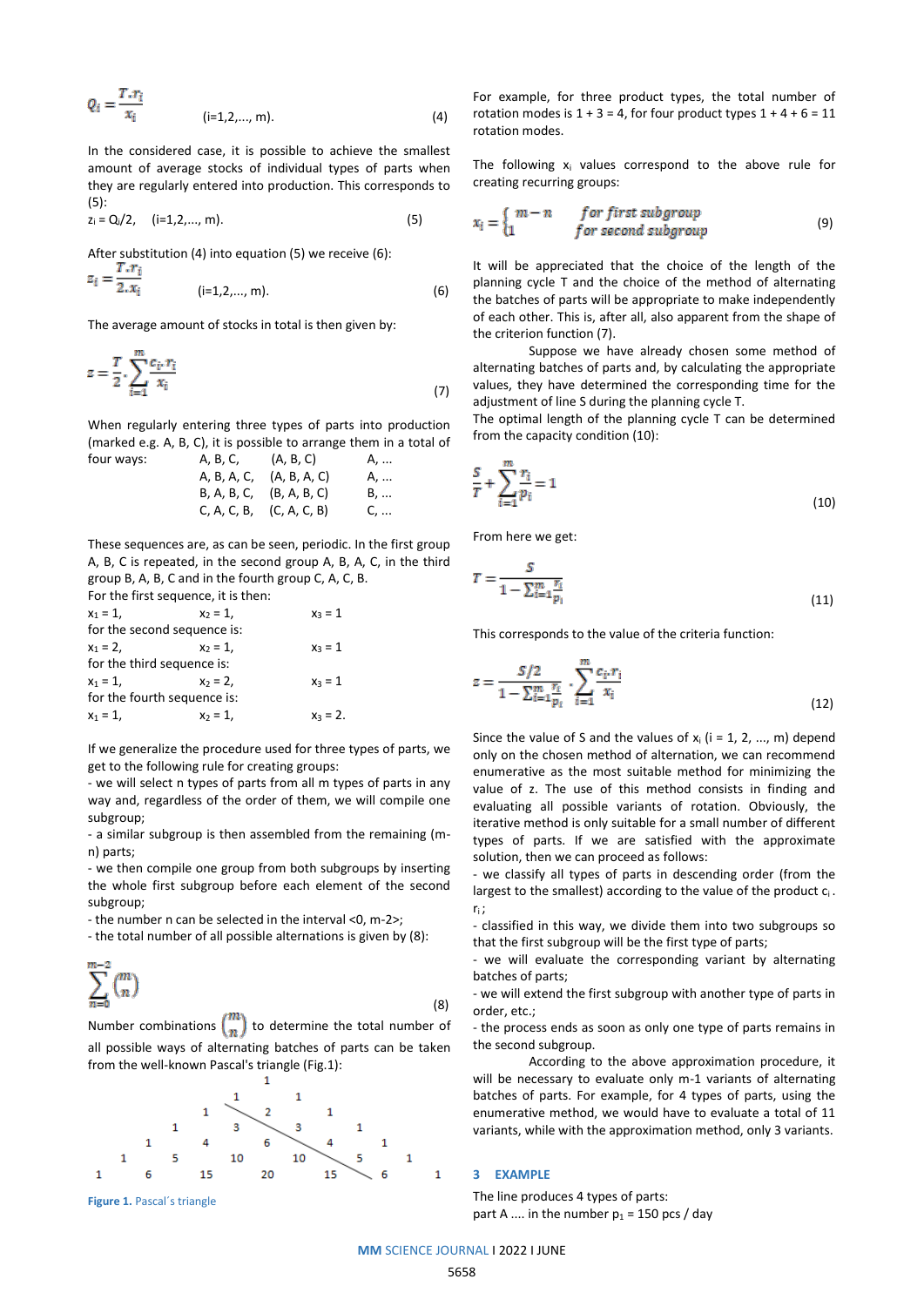$$Q_i = \frac{T.r_i}{x_i} \qquad (i=1,2,..., m). \qquad (4)$$

In the considered case, it is possible to achieve the smallest amount of average stocks of individual types of parts when they are regularly entered into production. This corresponds to (5):

$$z_i = Q_i/2, \quad (i=1,2,..., m). \qquad (5)$$

After substitution (4) into equation (5) we receive (6):

$$z_i = \frac{T.r_i}{2.x_i} \qquad (i=1,2,..., m). \qquad (6)$$

The average amount of stocks in total is then given by:

$$z = \frac{T}{2} \cdot \sum_{i=1}^{m} \frac{c_i.r_i}{x_i} \qquad (7)$$

When regularly entering three types of parts into production (marked e.g. A, B, C), it is possible to arrange them in a total of four ways:

| | | |
|---|---|---|
| A, B, C, | (A, B, C) | A, ... |
| A, B, A, C, | (A, B, A, C) | A, ... |
| B, A, B, C, | (B, A, B, C) | B, ... |
| C, A, C, B, | (C, A, C, B) | C, ... |

These sequences are, as can be seen, periodic. In the first group A, B, C is repeated, in the second group A, B, A, C, in the third group B, A, B, C and in the fourth group C, A, C, B.

For the first sequence, it is then:

$x_1 = 1, \quad x_2 = 1, \quad x_3 = 1$

for the second sequence is:

$x_1 = 2, \quad x_2 = 1, \quad x_3 = 1$

for the third sequence is:

$x_1 = 1, \quad x_2 = 2, \quad x_3 = 1$

for the fourth sequence is:

$x_1 = 1, \quad x_2 = 1, \quad x_3 = 2.$

If we generalize the procedure used for three types of parts, we get to the following rule for creating groups:

- we will select n types of parts from all m types of parts in any way and, regardless of the order of them, we will compile one subgroup;
- a similar subgroup is then assembled from the remaining (m-n) parts;
- we then compile one group from both subgroups by inserting the whole first subgroup before each element of the second subgroup;
- the number n can be selected in the interval <0, m-2>;
- the total number of all possible alternations is given by (8):

$$\sum_{n=0}^{m-2} \binom{m}{n} \qquad (8)$$

Number combinations $\binom{m}{n}$ to determine the total number of all possible ways of alternating batches of parts can be taken from the well-known Pascal's triangle (Fig.1):

```
                  1
               1     1
            1     2     1
         1     3     3     1
      1     4     6     4     1
   1     5    10    10     5     1
1     6    15    20    15     6     1
```

**Figure 1.** Pascal´s triangle

For example, for three product types, the total number of rotation modes is 1 + 3 = 4, for four product types 1 + 4 + 6 = 11 rotation modes.

The following $x_i$ values correspond to the above rule for creating recurring groups:

$$x_i = \begin{cases} m-n & \textit{for first subgroup} \\ 1 & \textit{for second subgroup} \end{cases} \qquad (9)$$

It will be appreciated that the choice of the length of the planning cycle T and the choice of the method of alternating the batches of parts will be appropriate to make independently of each other. This is, after all, also apparent from the shape of the criterion function (7).

Suppose we have already chosen some method of alternating batches of parts and, by calculating the appropriate values, they have determined the corresponding time for the adjustment of line S during the planning cycle T.

The optimal length of the planning cycle T can be determined from the capacity condition (10):

$$\frac{S}{T} + \sum_{i=1}^{m} \frac{r_i}{p_i} = 1 \qquad (10)$$

From here we get:

$$T = \frac{S}{1 - \sum_{i=1}^{m} \frac{r_i}{p_i}} \qquad (11)$$

This corresponds to the value of the criteria function:

$$z = \frac{S/2}{1 - \sum_{i=1}^{m} \frac{r_i}{p_i}} \cdot \sum_{i=1}^{m} \frac{c_i.r_i}{x_i} \qquad (12)$$

Since the value of S and the values of $x_i$ (i = 1, 2, ..., m) depend only on the chosen method of alternation, we can recommend enumerative as the most suitable method for minimizing the value of z. The use of this method consists in finding and evaluating all possible variants of rotation. Obviously, the iterative method is only suitable for a small number of different types of parts. If we are satisfied with the approximate solution, then we can proceed as follows:

- we classify all types of parts in descending order (from the largest to the smallest) according to the value of the product $c_i \cdot r_i$;
- classified in this way, we divide them into two subgroups so that the first subgroup will be the first type of parts;
- we will evaluate the corresponding variant by alternating batches of parts;
- we will extend the first subgroup with another type of parts in order, etc.;
- the process ends as soon as only one type of parts remains in the second subgroup.

According to the above approximation procedure, it will be necessary to evaluate only m-1 variants of alternating batches of parts. For example, for 4 types of parts, using the enumerative method, we would have to evaluate a total of 11 variants, while with the approximation method, only 3 variants.

## 3 EXAMPLE

The line produces 4 types of parts:

part A .... in the number $p_1$ = 150 pcs / day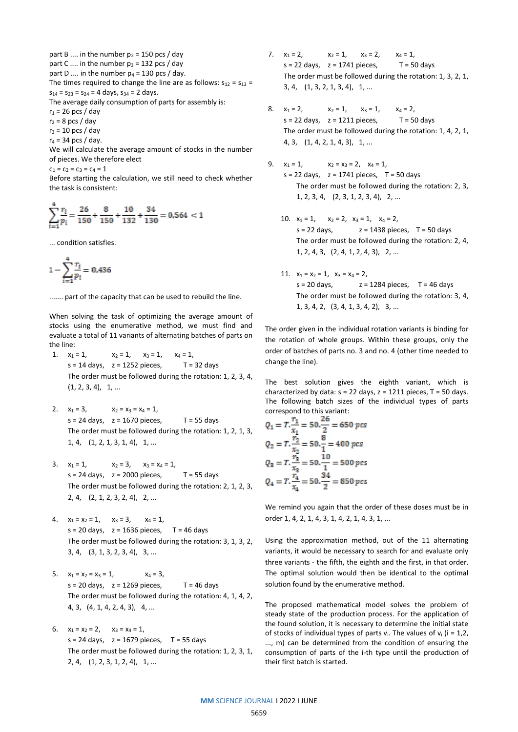part B .... in the number $p_2$ = 150 pcs / day
part C .... in the number $p_3$ = 132 pcs / day
part D .... in the number $p_4$ = 130 pcs / day.
The times required to change the line are as follows: $s_{12} = s_{13} = s_{14} = s_{23} = s_{24}$ = 4 days, $s_{34}$ = 2 days.
The average daily consumption of parts for assembly is:
$r_1$ = 26 pcs / day
$r_2$ = 8 pcs / day
$r_3$ = 10 pcs / day
$r_4$ = 34 pcs / day.
We will calculate the average amount of stocks in the number of pieces. We therefore elect
$c_1 = c_2 = c_3 = c_4 = 1$
Before starting the calculation, we still need to check whether the task is consistent:

$$\sum_{i=1}^{4} \frac{r_i}{p_i} = \frac{26}{150} + \frac{8}{150} + \frac{10}{132} + \frac{34}{130} = 0{,}564 < 1$$

... condition satisfies.

$$1 - \sum_{i=1}^{4} \frac{r_i}{p_i} = 0{,}436$$

....... part of the capacity that can be used to rebuild the line.

When solving the task of optimizing the average amount of stocks using the enumerative method, we must find and evaluate a total of 11 variants of alternating batches of parts on the line:

1. $x_1 = 1$, $x_2 = 1$, $x_3 = 1$, $x_4 = 1$,
   s = 14 days, z = 1252 pieces, T = 32 days
   The order must be followed during the rotation: 1, 2, 3, 4, (1, 2, 3, 4), 1, ...

2. $x_1 = 3$, $x_2 = x_3 = x_4 = 1$,
   s = 24 days, z = 1670 pieces, T = 55 days
   The order must be followed during the rotation: 1, 2, 1, 3, 1, 4, (1, 2, 1, 3, 1, 4), 1, ...

3. $x_1 = 1$, $x_2 = 3$, $x_3 = x_4 = 1$,
   s = 24 days, z = 2000 pieces, T = 55 days
   The order must be followed during the rotation: 2, 1, 2, 3, 2, 4, (2, 1, 2, 3, 2, 4), 2, ...

4. $x_1 = x_2 = 1$, $x_3 = 3$, $x_4 = 1$,
   s = 20 days, z = 1636 pieces, T = 46 days
   The order must be followed during the rotation: 3, 1, 3, 2, 3, 4, (3, 1, 3, 2, 3, 4), 3, ...

5. $x_1 = x_2 = x_3 = 1$, $x_4 = 3$,
   s = 20 days, z = 1269 pieces, T = 46 days
   The order must be followed during the rotation: 4, 1, 4, 2, 4, 3, (4, 1, 4, 2, 4, 3), 4, ...

6. $x_1 = x_2 = 2$, $x_3 = x_4 = 1$,
   s = 24 days, z = 1679 pieces, T = 55 days
   The order must be followed during the rotation: 1, 2, 3, 1, 2, 4, (1, 2, 3, 1, 2, 4), 1, ...

7. $x_1 = 2$, $x_2 = 1$, $x_3 = 2$, $x_4 = 1$,
   s = 22 days, z = 1741 pieces, T = 50 days
   The order must be followed during the rotation: 1, 3, 2, 1, 3, 4, (1, 3, 2, 1, 3, 4), 1, ...

8. $x_1 = 2$, $x_2 = 1$, $x_3 = 1$, $x_4 = 2$,
   s = 22 days, z = 1211 pieces, T = 50 days
   The order must be followed during the rotation: 1, 4, 2, 1, 4, 3, (1, 4, 2, 1, 4, 3), 1, ...

9. $x_1 = 1$, $x_2 = x_3 = 2$, $x_4 = 1$,
   s = 22 days, z = 1741 pieces, T = 50 days
   The order must be followed during the rotation: 2, 3, 1, 2, 3, 4, (2, 3, 1, 2, 3, 4), 2, ...

10. $x_1 = 1$, $x_2 = 2$, $x_3 = 1$, $x_4 = 2$,
    s = 22 days, z = 1438 pieces, T = 50 days
    The order must be followed during the rotation: 2, 4, 1, 2, 4, 3, (2, 4, 1, 2, 4, 3), 2, ...

11. $x_1 = x_2 = 1$, $x_3 = x_4 = 2$,
    s = 20 days, z = 1284 pieces, T = 46 days
    The order must be followed during the rotation: 3, 4, 1, 3, 4, 2, (3, 4, 1, 3, 4, 2), 3, ...

The order given in the individual rotation variants is binding for the rotation of whole groups. Within these groups, only the order of batches of parts no. 3 and no. 4 (other time needed to change the line).

The best solution gives the eighth variant, which is characterized by data: s = 22 days, z = 1211 pieces, T = 50 days. The following batch sizes of the individual types of parts correspond to this variant:

$$Q_1 = T.\frac{r_1}{x_1} = 50.\frac{26}{2} = 650 \text{ pcs}$$

$$Q_2 = T.\frac{r_2}{x_2} = 50.\frac{8}{1} = 400 \text{ pcs}$$

$$Q_3 = T.\frac{r_3}{x_3} = 50.\frac{10}{1} = 500 \text{ pcs}$$

$$Q_4 = T.\frac{r_4}{x_4} = 50.\frac{34}{2} = 850 \text{ pcs}$$

We remind you again that the order of these doses must be in order 1, 4, 2, 1, 4, 3, 1, 4, 2, 1, 4, 3, 1, ...

Using the approximation method, out of the 11 alternating variants, it would be necessary to search for and evaluate only three variants - the fifth, the eighth and the first, in that order. The optimal solution would then be identical to the optimal solution found by the enumerative method.

The proposed mathematical model solves the problem of steady state of the production process. For the application of the found solution, it is necessary to determine the initial state of stocks of individual types of parts $v_i$. The values of $v_i$ (i = 1,2, ..., m) can be determined from the condition of ensuring the consumption of parts of the i-th type until the production of their first batch is started.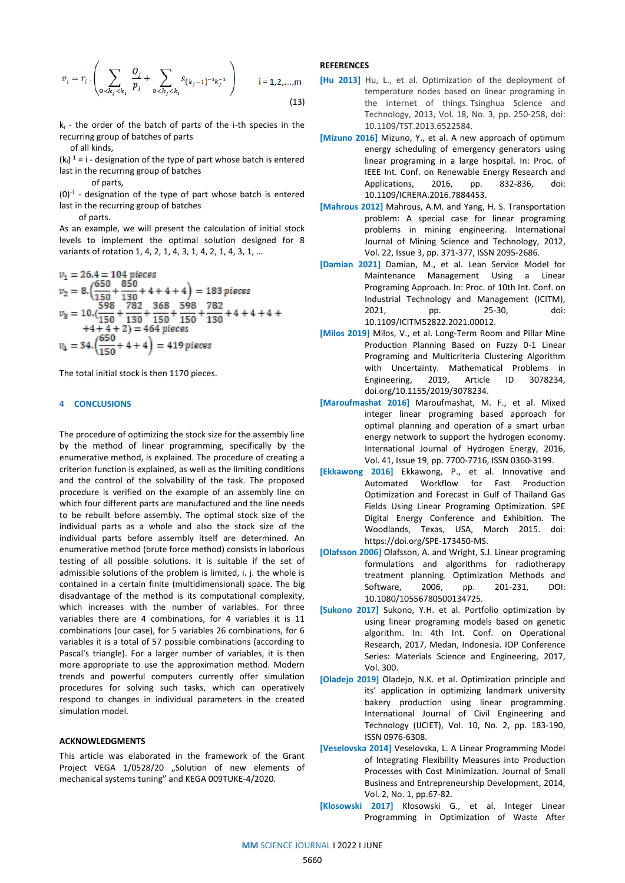$$v_i = r_i \cdot \left( \sum_{0<k_j<k_i} \frac{Q_j}{p_j} + \sum_{0<k_j<k_i} s_{(k_j-1)^{-1}k_j^{-1}} \right) \qquad i = 1,2,\ldots,m \tag{13}$$

$k_i$ - the order of the batch of parts of the i-th species in the recurring group of batches of parts of all kinds,

$(k_i)^{-1}$ = i - designation of the type of part whose batch is entered last in the recurring group of batches of parts,

$(0)^{-1}$ - designation of the type of part whose batch is entered last in the recurring group of batches of parts.

As an example, we will present the calculation of initial stock levels to implement the optimal solution designed for 8 variants of rotation 1, 4, 2, 1, 4, 3, 1, 4, 2, 1, 4, 3, 1, ...

$$v_1 = 26.4 = 104 \text{ pieces}$$

$$v_2 = 8.\left(\frac{650}{150} + \frac{850}{130} + 4 + 4 + 4\right) = 183 \text{ pieces}$$

$$v_3 = 10.\left(\frac{598}{150} + \frac{782}{130} + \frac{368}{150} + \frac{598}{150} + \frac{782}{130} + 4 + 4 + 4 + 4 + 4 + 4 + 2\right) = 464 \text{ pieces}$$

$$v_4 = 34.\left(\frac{650}{150} + 4 + 4\right) = 419 \text{ pieces}$$

The total initial stock is then 1170 pieces.

## 4 CONCLUSIONS

The procedure of optimizing the stock size for the assembly line by the method of linear programming, specifically by the enumerative method, is explained. The procedure of creating a criterion function is explained, as well as the limiting conditions and the control of the solvability of the task. The proposed procedure is verified on the example of an assembly line on which four different parts are manufactured and the line needs to be rebuilt before assembly. The optimal stock size of the individual parts as a whole and also the stock size of the individual parts before assembly itself are determined. An enumerative method (brute force method) consists in laborious testing of all possible solutions. It is suitable if the set of admissible solutions of the problem is limited, i. j. the whole is contained in a certain finite (multidimensional) space. The big disadvantage of the method is its computational complexity, which increases with the number of variables. For three variables there are 4 combinations, for 4 variables it is 11 combinations (our case), for 5 variables 26 combinations, for 6 variables it is a total of 57 possible combinations (according to Pascal's triangle). For a larger number of variables, it is then more appropriate to use the approximation method. Modern trends and powerful computers currently offer simulation procedures for solving such tasks, which can operatively respond to changes in individual parameters in the created simulation model.

## ACKNOWLEDGMENTS

This article was elaborated in the framework of the Grant Project VEGA 1/0528/20 „Solution of new elements of mechanical systems tuning" and KEGA 009TUKE-4/2020.

## REFERENCES

[Hu 2013] Hu, L., et al. Optimization of the deployment of temperature nodes based on linear programing in the internet of things. Tsinghua Science and Technology, 2013, Vol. 18, No. 3, pp. 250-258, doi: 10.1109/TST.2013.6522584.

[Mizuno 2016] Mizuno, Y., et al. A new approach of optimum energy scheduling of emergency generators using linear programing in a large hospital. In: Proc. of IEEE Int. Conf. on Renewable Energy Research and Applications, 2016, pp. 832-836, doi: 10.1109/ICRERA.2016.7884453.

[Mahrous 2012] Mahrous, A.M. and Yang, H. S. Transportation problem: A special case for linear programing problems in mining engineering. International Journal of Mining Science and Technology, 2012, Vol. 22, Issue 3, pp. 371-377, ISSN 2095-2686.

[Damian 2021] Damian, M., et al. Lean Service Model for Maintenance Management Using a Linear Programing Approach. In: Proc. of 10th Int. Conf. on Industrial Technology and Management (ICITM), 2021, pp. 25-30, doi: 10.1109/ICITM52822.2021.00012.

[Milos 2019] Milos, V., et al. Long-Term Room and Pillar Mine Production Planning Based on Fuzzy 0-1 Linear Programing and Multicriteria Clustering Algorithm with Uncertainty. Mathematical Problems in Engineering, 2019, Article ID 3078234, doi.org/10.1155/2019/3078234.

[Maroufmashat 2016] Maroufmashat, M. F., et al. Mixed integer linear programing based approach for optimal planning and operation of a smart urban energy network to support the hydrogen economy. International Journal of Hydrogen Energy, 2016, Vol. 41, Issue 19, pp. 7700-7716, ISSN 0360-3199.

[Ekkawong 2016] Ekkawong, P., et al. Innovative and Automated Workflow for Fast Production Optimization and Forecast in Gulf of Thailand Gas Fields Using Linear Programing Optimization. SPE Digital Energy Conference and Exhibition. The Woodlands, Texas, USA, March 2015. doi: https://doi.org/SPE-173450-MS.

[Olafsson 2006] Olafsson, A. and Wright, S.J. Linear programing formulations and algorithms for radiotherapy treatment planning. Optimization Methods and Software, 2006, pp. 201-231, DOI: 10.1080/10556780500134725.

[Sukono 2017] Sukono, Y.H. et al. Portfolio optimization by using linear programing models based on genetic algorithm. In: 4th Int. Conf. on Operational Research, 2017, Medan, Indonesia. IOP Conference Series: Materials Science and Engineering, 2017, Vol. 300.

[Oladejo 2019] Oladejo, N.K. et al. Optimization principle and its' application in optimizing landmark university bakery production using linear programming. International Journal of Civil Engineering and Technology (IJCIET), Vol. 10, No. 2, pp. 183-190, ISSN 0976-6308.

[Veselovska 2014] Veselovska, L. A Linear Programming Model of Integrating Flexibility Measures into Production Processes with Cost Minimization. Journal of Small Business and Entrepreneurship Development, 2014, Vol. 2, No. 1, pp.67-82.

[Klosowski 2017] Kłosowski G., et al. Integer Linear Programming in Optimization of Waste After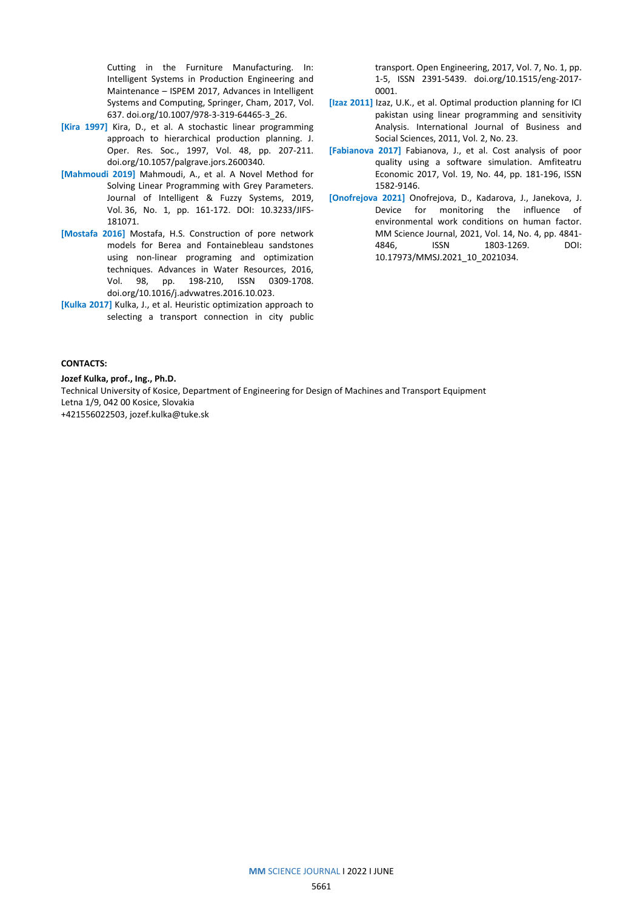Cutting in the Furniture Manufacturing. In: Intelligent Systems in Production Engineering and Maintenance – ISPEM 2017, Advances in Intelligent Systems and Computing, Springer, Cham, 2017, Vol. 637. doi.org/10.1007/978-3-319-64465-3_26.

[Kira 1997] Kira, D., et al. A stochastic linear programming approach to hierarchical production planning. J. Oper. Res. Soc., 1997, Vol. 48, pp. 207-211. doi.org/10.1057/palgrave.jors.2600340.

[Mahmoudi 2019] Mahmoudi, A., et al. A Novel Method for Solving Linear Programming with Grey Parameters. Journal of Intelligent & Fuzzy Systems, 2019, Vol. 36, No. 1, pp. 161-172. DOI: 10.3233/JIFS-181071.

[Mostafa 2016] Mostafa, H.S. Construction of pore network models for Berea and Fontainebleau sandstones using non-linear programing and optimization techniques. Advances in Water Resources, 2016, Vol. 98, pp. 198-210, ISSN 0309-1708. doi.org/10.1016/j.advwatres.2016.10.023.

[Kulka 2017] Kulka, J., et al. Heuristic optimization approach to selecting a transport connection in city public transport. Open Engineering, 2017, Vol. 7, No. 1, pp. 1-5, ISSN 2391-5439. doi.org/10.1515/eng-2017-0001.

[Izaz 2011] Izaz, U.K., et al. Optimal production planning for ICI pakistan using linear programming and sensitivity Analysis. International Journal of Business and Social Sciences, 2011, Vol. 2, No. 23.

[Fabianova 2017] Fabianova, J., et al. Cost analysis of poor quality using a software simulation. Amfiteatru Economic 2017, Vol. 19, No. 44, pp. 181-196, ISSN 1582-9146.

[Onofrejova 2021] Onofrejova, D., Kadarova, J., Janekova, J. Device for monitoring the influence of environmental work conditions on human factor. MM Science Journal, 2021, Vol. 14, No. 4, pp. 4841-4846, ISSN 1803-1269. DOI: 10.17973/MMSJ.2021_10_2021034.

**CONTACTS:**

**Jozef Kulka, prof., Ing., Ph.D.**
Technical University of Kosice, Department of Engineering for Design of Machines and Transport Equipment
Letna 1/9, 042 00 Kosice, Slovakia
+421556022503, jozef.kulka@tuke.sk